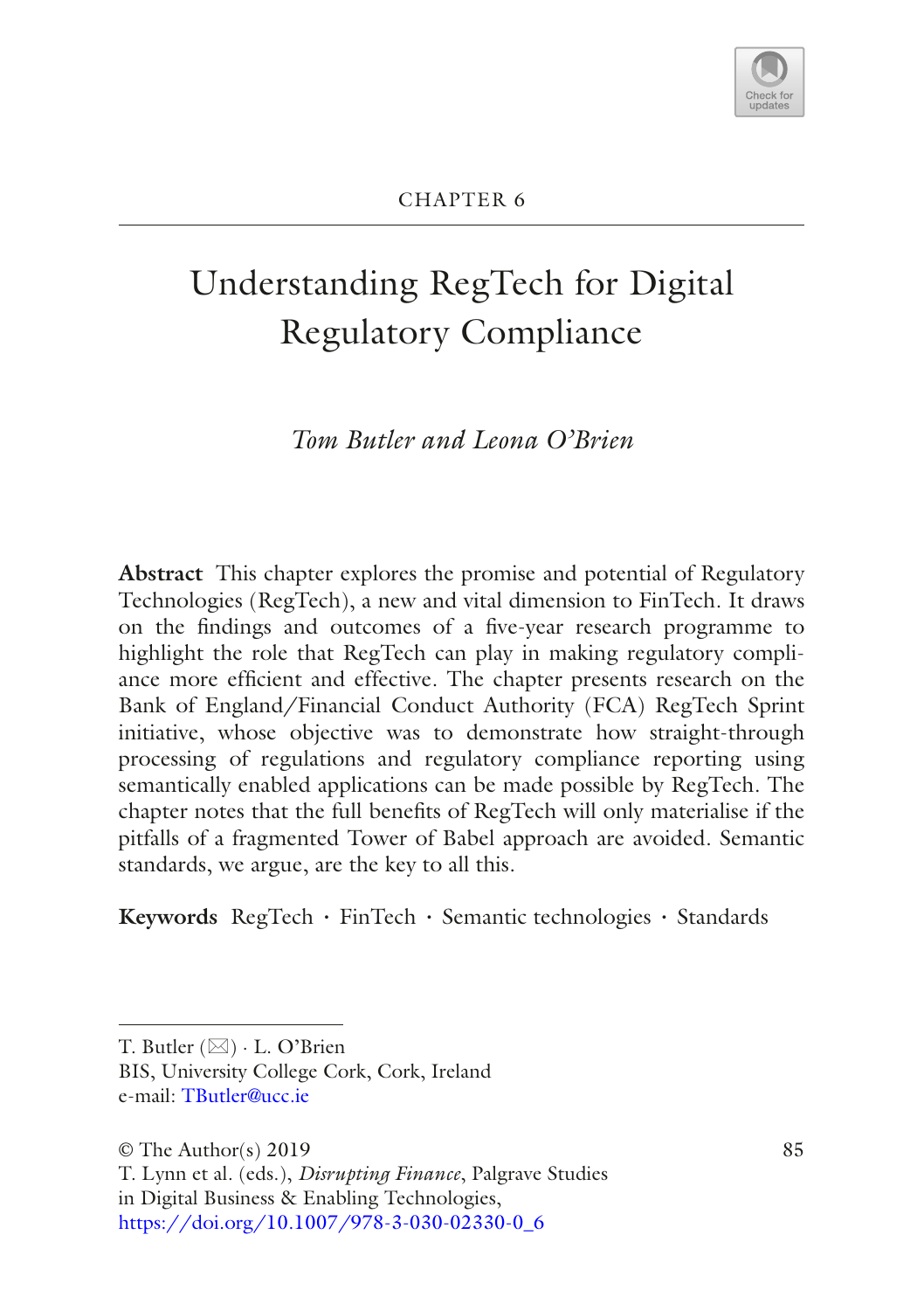CHAPTER 6

# Understanding RegTech for Digital Regulatory Compliance

*Tom Butler and Leona O'Brien*

**Abstract** This chapter explores the promise and potential of Regulatory Technologies (RegTech), a new and vital dimension to FinTech. It draws on the findings and outcomes of a five-year research programme to highlight the role that RegTech can play in making regulatory compliance more efficient and effective. The chapter presents research on the Bank of England/Financial Conduct Authority (FCA) RegTech Sprint initiative, whose objective was to demonstrate how straight-through processing of regulations and regulatory compliance reporting using semantically enabled applications can be made possible by RegTech. The chapter notes that the full benefits of RegTech will only materialise if the pitfalls of a fragmented Tower of Babel approach are avoided. Semantic standards, we argue, are the key to all this.

**Keywords** RegTech · FinTech · Semantic technologies · Standards

---

T. Butler (✉) · L. O'Brien
BIS, University College Cork, Cork, Ireland
e-mail: TButler@ucc.ie

© The Author(s) 2019
T. Lynn et al. (eds.), *Disrupting Finance*, Palgrave Studies in Digital Business & Enabling Technologies,
https://doi.org/10.1007/978-3-030-02330-0_6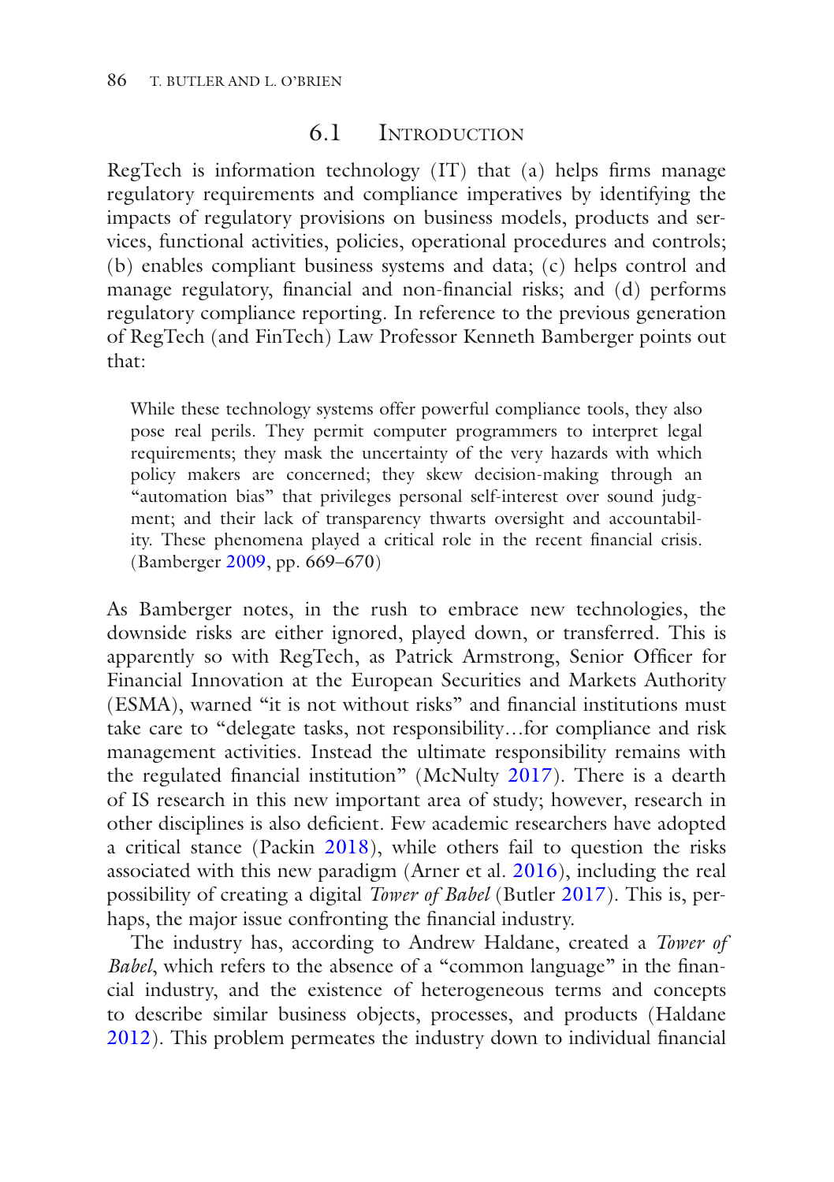## 6.1 Introduction

RegTech is information technology (IT) that (a) helps firms manage regulatory requirements and compliance imperatives by identifying the impacts of regulatory provisions on business models, products and services, functional activities, policies, operational procedures and controls; (b) enables compliant business systems and data; (c) helps control and manage regulatory, financial and non-financial risks; and (d) performs regulatory compliance reporting. In reference to the previous generation of RegTech (and FinTech) Law Professor Kenneth Bamberger points out that:

> While these technology systems offer powerful compliance tools, they also pose real perils. They permit computer programmers to interpret legal requirements; they mask the uncertainty of the very hazards with which policy makers are concerned; they skew decision-making through an "automation bias" that privileges personal self-interest over sound judgment; and their lack of transparency thwarts oversight and accountability. These phenomena played a critical role in the recent financial crisis. (Bamberger 2009, pp. 669–670)

As Bamberger notes, in the rush to embrace new technologies, the downside risks are either ignored, played down, or transferred. This is apparently so with RegTech, as Patrick Armstrong, Senior Officer for Financial Innovation at the European Securities and Markets Authority (ESMA), warned "it is not without risks" and financial institutions must take care to "delegate tasks, not responsibility…for compliance and risk management activities. Instead the ultimate responsibility remains with the regulated financial institution" (McNulty 2017). There is a dearth of IS research in this new important area of study; however, research in other disciplines is also deficient. Few academic researchers have adopted a critical stance (Packin 2018), while others fail to question the risks associated with this new paradigm (Arner et al. 2016), including the real possibility of creating a digital *Tower of Babel* (Butler 2017). This is, perhaps, the major issue confronting the financial industry.

The industry has, according to Andrew Haldane, created a *Tower of Babel*, which refers to the absence of a "common language" in the financial industry, and the existence of heterogeneous terms and concepts to describe similar business objects, processes, and products (Haldane 2012). This problem permeates the industry down to individual financial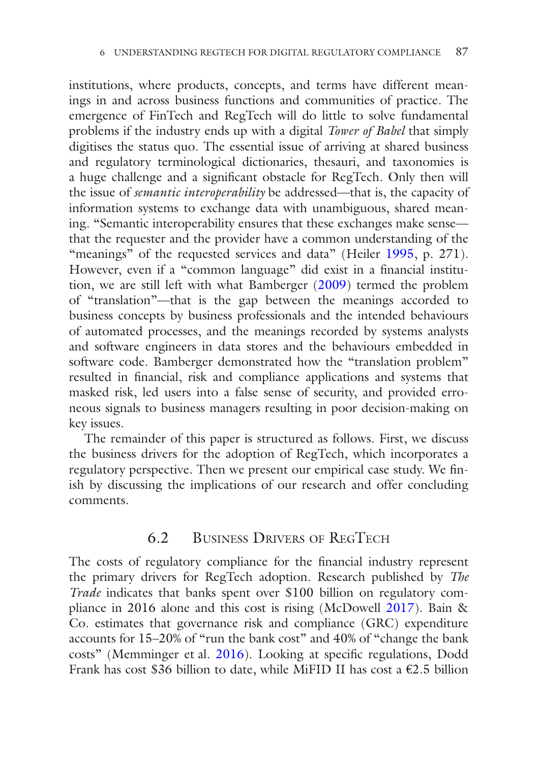institutions, where products, concepts, and terms have different meanings in and across business functions and communities of practice. The emergence of FinTech and RegTech will do little to solve fundamental problems if the industry ends up with a digital *Tower of Babel* that simply digitises the status quo. The essential issue of arriving at shared business and regulatory terminological dictionaries, thesauri, and taxonomies is a huge challenge and a significant obstacle for RegTech. Only then will the issue of *semantic interoperability* be addressed—that is, the capacity of information systems to exchange data with unambiguous, shared meaning. "Semantic interoperability ensures that these exchanges make sense—that the requester and the provider have a common understanding of the "meanings" of the requested services and data" (Heiler 1995, p. 271). However, even if a "common language" did exist in a financial institution, we are still left with what Bamberger (2009) termed the problem of "translation"—that is the gap between the meanings accorded to business concepts by business professionals and the intended behaviours of automated processes, and the meanings recorded by systems analysts and software engineers in data stores and the behaviours embedded in software code. Bamberger demonstrated how the "translation problem" resulted in financial, risk and compliance applications and systems that masked risk, led users into a false sense of security, and provided erroneous signals to business managers resulting in poor decision-making on key issues.

The remainder of this paper is structured as follows. First, we discuss the business drivers for the adoption of RegTech, which incorporates a regulatory perspective. Then we present our empirical case study. We finish by discussing the implications of our research and offer concluding comments.

## 6.2 Business Drivers of RegTech

The costs of regulatory compliance for the financial industry represent the primary drivers for RegTech adoption. Research published by *The Trade* indicates that banks spent over $100 billion on regulatory compliance in 2016 alone and this cost is rising (McDowell 2017). Bain & Co. estimates that governance risk and compliance (GRC) expenditure accounts for 15–20% of "run the bank cost" and 40% of "change the bank costs" (Memminger et al. 2016). Looking at specific regulations, Dodd Frank has cost $36 billion to date, while MiFID II has cost a €2.5 billion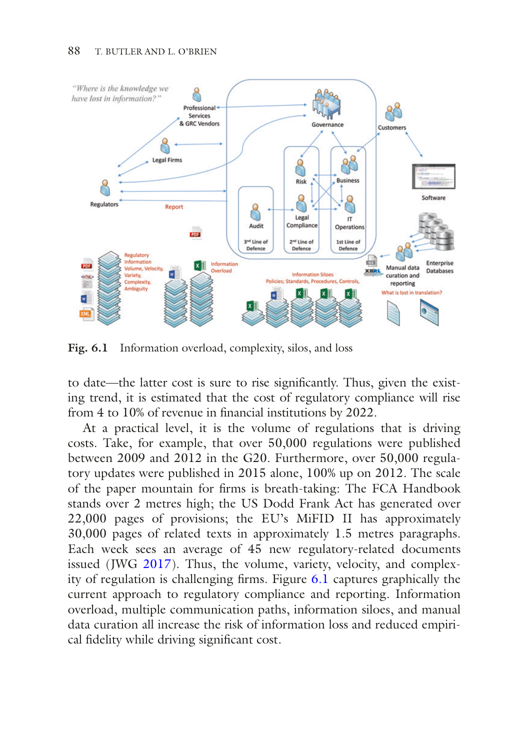**Fig. 6.1** Information overload, complexity, silos, and loss

to date—the latter cost is sure to rise significantly. Thus, given the existing trend, it is estimated that the cost of regulatory compliance will rise from 4 to 10% of revenue in financial institutions by 2022.

At a practical level, it is the volume of regulations that is driving costs. Take, for example, that over 50,000 regulations were published between 2009 and 2012 in the G20. Furthermore, over 50,000 regulatory updates were published in 2015 alone, 100% up on 2012. The scale of the paper mountain for firms is breath-taking: The FCA Handbook stands over 2 metres high; the US Dodd Frank Act has generated over 22,000 pages of provisions; the EU's MiFID II has approximately 30,000 pages of related texts in approximately 1.5 metres paragraphs. Each week sees an average of 45 new regulatory-related documents issued (JWG 2017). Thus, the volume, variety, velocity, and complexity of regulation is challenging firms. Figure 6.1 captures graphically the current approach to regulatory compliance and reporting. Information overload, multiple communication paths, information siloes, and manual data curation all increase the risk of information loss and reduced empirical fidelity while driving significant cost.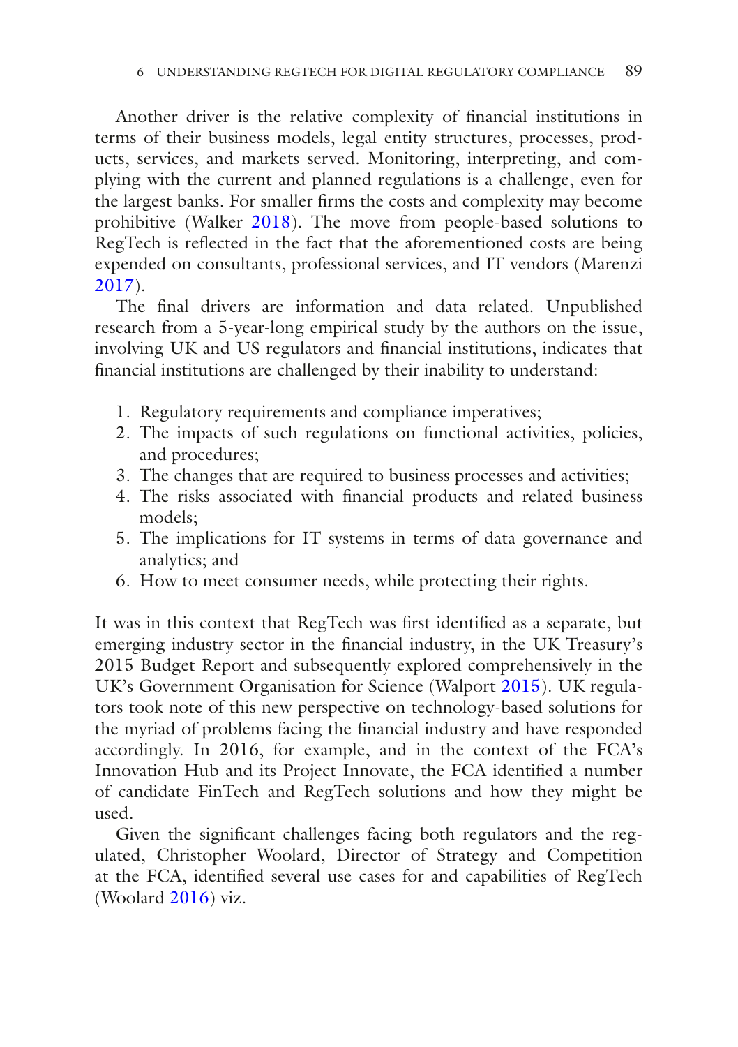Another driver is the relative complexity of financial institutions in terms of their business models, legal entity structures, processes, products, services, and markets served. Monitoring, interpreting, and complying with the current and planned regulations is a challenge, even for the largest banks. For smaller firms the costs and complexity may become prohibitive (Walker 2018). The move from people-based solutions to RegTech is reflected in the fact that the aforementioned costs are being expended on consultants, professional services, and IT vendors (Marenzi 2017).

The final drivers are information and data related. Unpublished research from a 5-year-long empirical study by the authors on the issue, involving UK and US regulators and financial institutions, indicates that financial institutions are challenged by their inability to understand:

1. Regulatory requirements and compliance imperatives;
2. The impacts of such regulations on functional activities, policies, and procedures;
3. The changes that are required to business processes and activities;
4. The risks associated with financial products and related business models;
5. The implications for IT systems in terms of data governance and analytics; and
6. How to meet consumer needs, while protecting their rights.

It was in this context that RegTech was first identified as a separate, but emerging industry sector in the financial industry, in the UK Treasury's 2015 Budget Report and subsequently explored comprehensively in the UK's Government Organisation for Science (Walport 2015). UK regulators took note of this new perspective on technology-based solutions for the myriad of problems facing the financial industry and have responded accordingly. In 2016, for example, and in the context of the FCA's Innovation Hub and its Project Innovate, the FCA identified a number of candidate FinTech and RegTech solutions and how they might be used.

Given the significant challenges facing both regulators and the regulated, Christopher Woolard, Director of Strategy and Competition at the FCA, identified several use cases for and capabilities of RegTech (Woolard 2016) viz.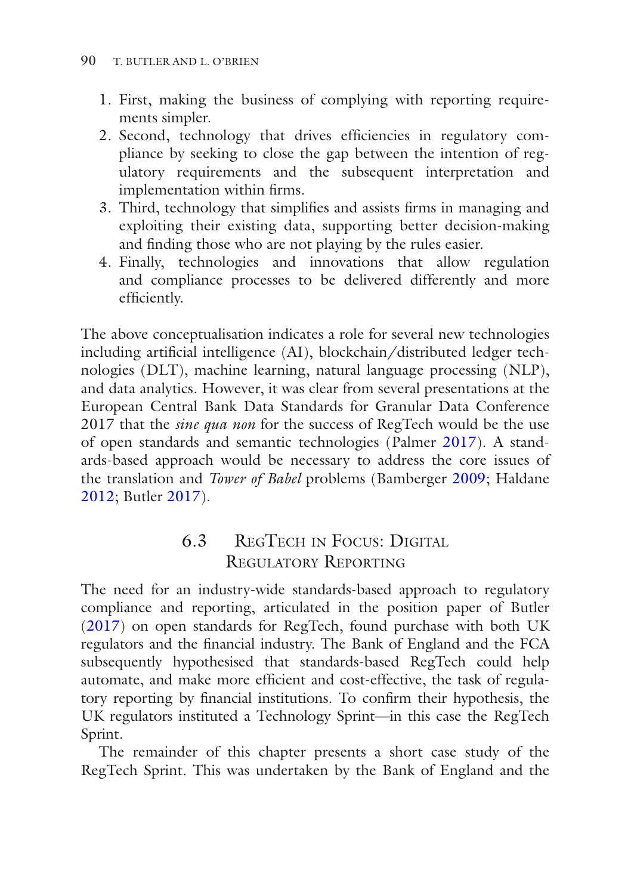1. First, making the business of complying with reporting requirements simpler.
2. Second, technology that drives efficiencies in regulatory compliance by seeking to close the gap between the intention of regulatory requirements and the subsequent interpretation and implementation within firms.
3. Third, technology that simplifies and assists firms in managing and exploiting their existing data, supporting better decision-making and finding those who are not playing by the rules easier.
4. Finally, technologies and innovations that allow regulation and compliance processes to be delivered differently and more efficiently.

The above conceptualisation indicates a role for several new technologies including artificial intelligence (AI), blockchain/distributed ledger technologies (DLT), machine learning, natural language processing (NLP), and data analytics. However, it was clear from several presentations at the European Central Bank Data Standards for Granular Data Conference 2017 that the *sine qua non* for the success of RegTech would be the use of open standards and semantic technologies (Palmer 2017). A standards-based approach would be necessary to address the core issues of the translation and *Tower of Babel* problems (Bamberger 2009; Haldane 2012; Butler 2017).

## 6.3 RegTech in Focus: Digital Regulatory Reporting

The need for an industry-wide standards-based approach to regulatory compliance and reporting, articulated in the position paper of Butler (2017) on open standards for RegTech, found purchase with both UK regulators and the financial industry. The Bank of England and the FCA subsequently hypothesised that standards-based RegTech could help automate, and make more efficient and cost-effective, the task of regulatory reporting by financial institutions. To confirm their hypothesis, the UK regulators instituted a Technology Sprint—in this case the RegTech Sprint.

The remainder of this chapter presents a short case study of the RegTech Sprint. This was undertaken by the Bank of England and the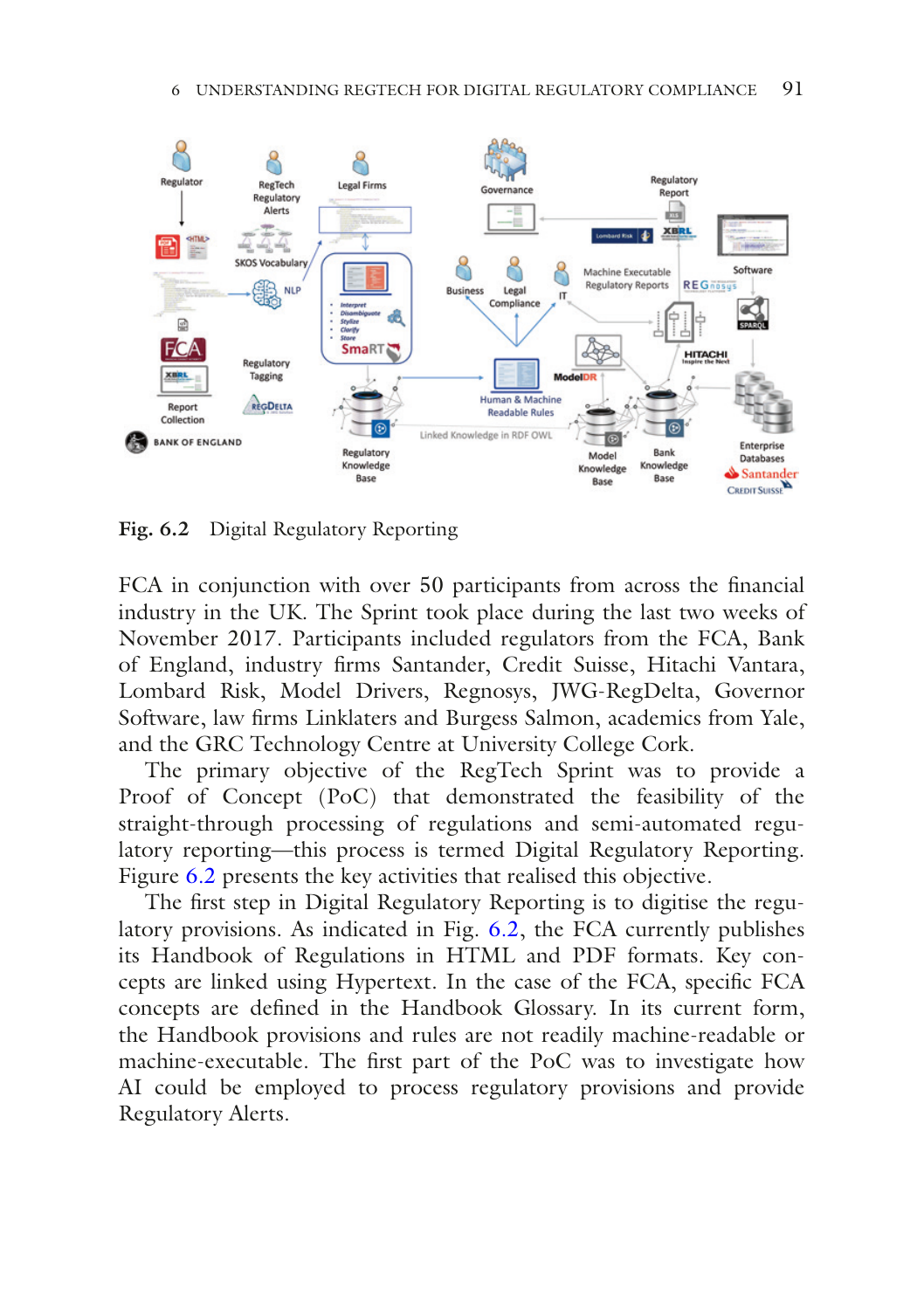**Fig. 6.2** Digital Regulatory Reporting

FCA in conjunction with over 50 participants from across the financial industry in the UK. The Sprint took place during the last two weeks of November 2017. Participants included regulators from the FCA, Bank of England, industry firms Santander, Credit Suisse, Hitachi Vantara, Lombard Risk, Model Drivers, Regnosys, JWG-RegDelta, Governor Software, law firms Linklaters and Burgess Salmon, academics from Yale, and the GRC Technology Centre at University College Cork.

The primary objective of the RegTech Sprint was to provide a Proof of Concept (PoC) that demonstrated the feasibility of the straight-through processing of regulations and semi-automated regulatory reporting—this process is termed Digital Regulatory Reporting. Figure 6.2 presents the key activities that realised this objective.

The first step in Digital Regulatory Reporting is to digitise the regulatory provisions. As indicated in Fig. 6.2, the FCA currently publishes its Handbook of Regulations in HTML and PDF formats. Key concepts are linked using Hypertext. In the case of the FCA, specific FCA concepts are defined in the Handbook Glossary. In its current form, the Handbook provisions and rules are not readily machine-readable or machine-executable. The first part of the PoC was to investigate how AI could be employed to process regulatory provisions and provide Regulatory Alerts.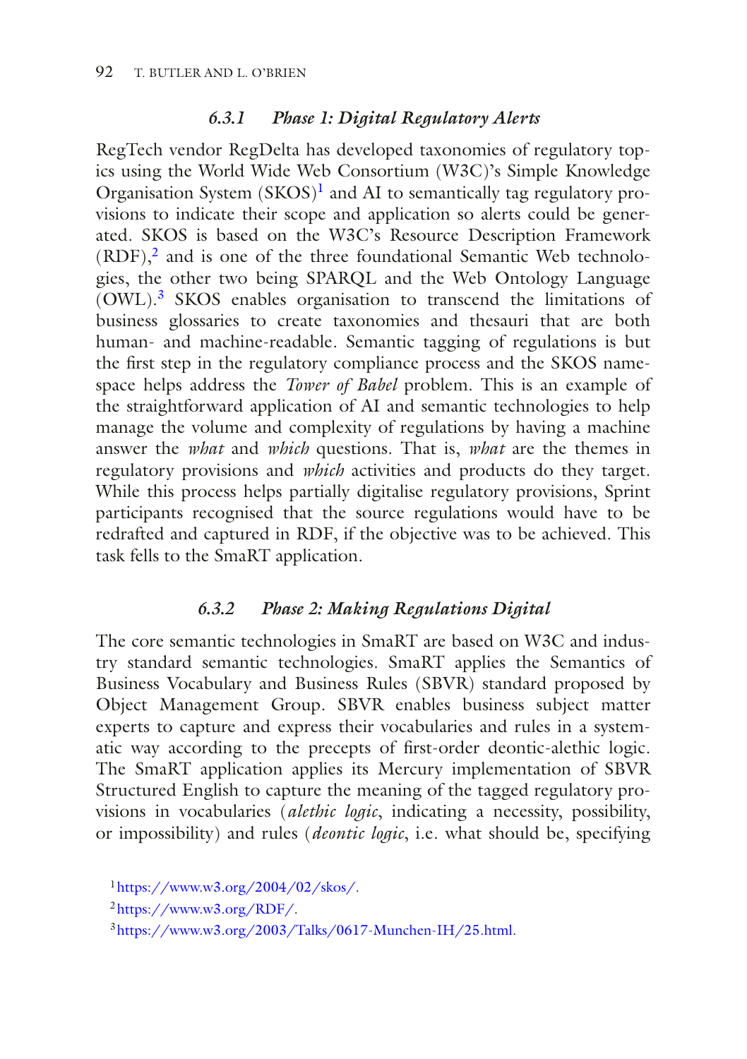### 6.3.1 Phase 1: Digital Regulatory Alerts

RegTech vendor RegDelta has developed taxonomies of regulatory topics using the World Wide Web Consortium (W3C)'s Simple Knowledge Organisation System (SKOS)[1] and AI to semantically tag regulatory provisions to indicate their scope and application so alerts could be generated. SKOS is based on the W3C's Resource Description Framework (RDF),[2] and is one of the three foundational Semantic Web technologies, the other two being SPARQL and the Web Ontology Language (OWL).[3] SKOS enables organisation to transcend the limitations of business glossaries to create taxonomies and thesauri that are both human- and machine-readable. Semantic tagging of regulations is but the first step in the regulatory compliance process and the SKOS namespace helps address the *Tower of Babel* problem. This is an example of the straightforward application of AI and semantic technologies to help manage the volume and complexity of regulations by having a machine answer the *what* and *which* questions. That is, *what* are the themes in regulatory provisions and *which* activities and products do they target. While this process helps partially digitalise regulatory provisions, Sprint participants recognised that the source regulations would have to be redrafted and captured in RDF, if the objective was to be achieved. This task fells to the SmaRT application.

### 6.3.2 Phase 2: Making Regulations Digital

The core semantic technologies in SmaRT are based on W3C and industry standard semantic technologies. SmaRT applies the Semantics of Business Vocabulary and Business Rules (SBVR) standard proposed by Object Management Group. SBVR enables business subject matter experts to capture and express their vocabularies and rules in a systematic way according to the precepts of first-order deontic-alethic logic. The SmaRT application applies its Mercury implementation of SBVR Structured English to capture the meaning of the tagged regulatory provisions in vocabularies (*alethic logic*, indicating a necessity, possibility, or impossibility) and rules (*deontic logic*, i.e. what should be, specifying

[1] https://www.w3.org/2004/02/skos/.

[2] https://www.w3.org/RDF/.

[3] https://www.w3.org/2003/Talks/0617-Munchen-IH/25.html.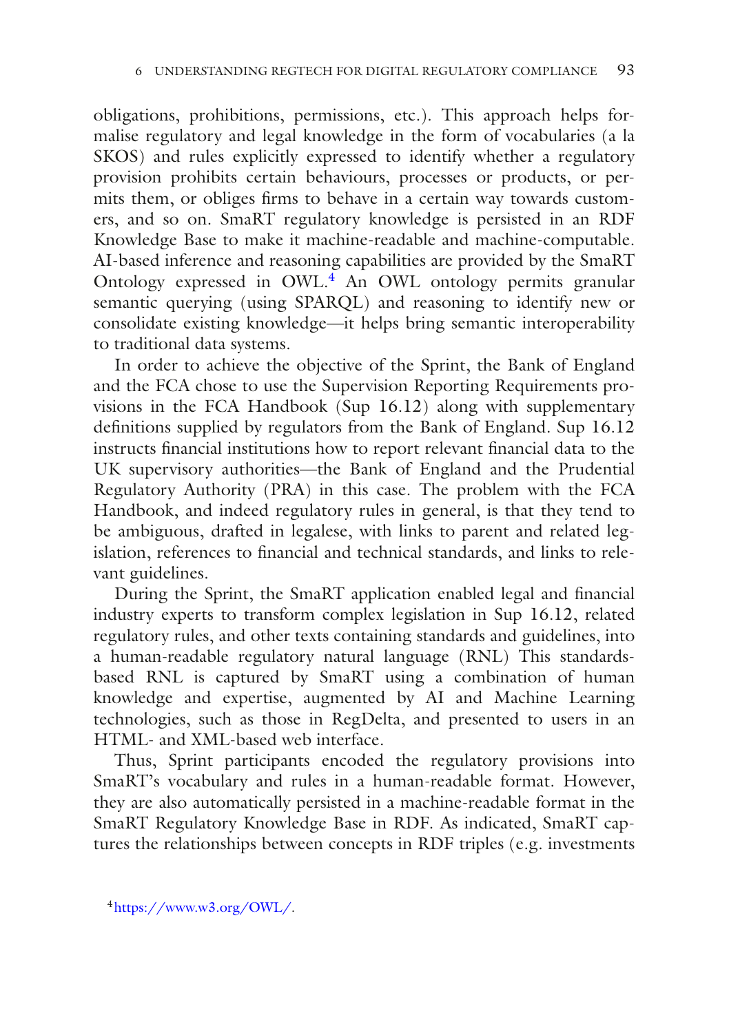obligations, prohibitions, permissions, etc.). This approach helps formalise regulatory and legal knowledge in the form of vocabularies (a la SKOS) and rules explicitly expressed to identify whether a regulatory provision prohibits certain behaviours, processes or products, or permits them, or obliges firms to behave in a certain way towards customers, and so on. SmaRT regulatory knowledge is persisted in an RDF Knowledge Base to make it machine-readable and machine-computable. AI-based inference and reasoning capabilities are provided by the SmaRT Ontology expressed in OWL.[4] An OWL ontology permits granular semantic querying (using SPARQL) and reasoning to identify new or consolidate existing knowledge—it helps bring semantic interoperability to traditional data systems.

In order to achieve the objective of the Sprint, the Bank of England and the FCA chose to use the Supervision Reporting Requirements provisions in the FCA Handbook (Sup 16.12) along with supplementary definitions supplied by regulators from the Bank of England. Sup 16.12 instructs financial institutions how to report relevant financial data to the UK supervisory authorities—the Bank of England and the Prudential Regulatory Authority (PRA) in this case. The problem with the FCA Handbook, and indeed regulatory rules in general, is that they tend to be ambiguous, drafted in legalese, with links to parent and related legislation, references to financial and technical standards, and links to relevant guidelines.

During the Sprint, the SmaRT application enabled legal and financial industry experts to transform complex legislation in Sup 16.12, related regulatory rules, and other texts containing standards and guidelines, into a human-readable regulatory natural language (RNL) This standards-based RNL is captured by SmaRT using a combination of human knowledge and expertise, augmented by AI and Machine Learning technologies, such as those in RegDelta, and presented to users in an HTML- and XML-based web interface.

Thus, Sprint participants encoded the regulatory provisions into SmaRT's vocabulary and rules in a human-readable format. However, they are also automatically persisted in a machine-readable format in the SmaRT Regulatory Knowledge Base in RDF. As indicated, SmaRT captures the relationships between concepts in RDF triples (e.g. investments

[4] https://www.w3.org/OWL/.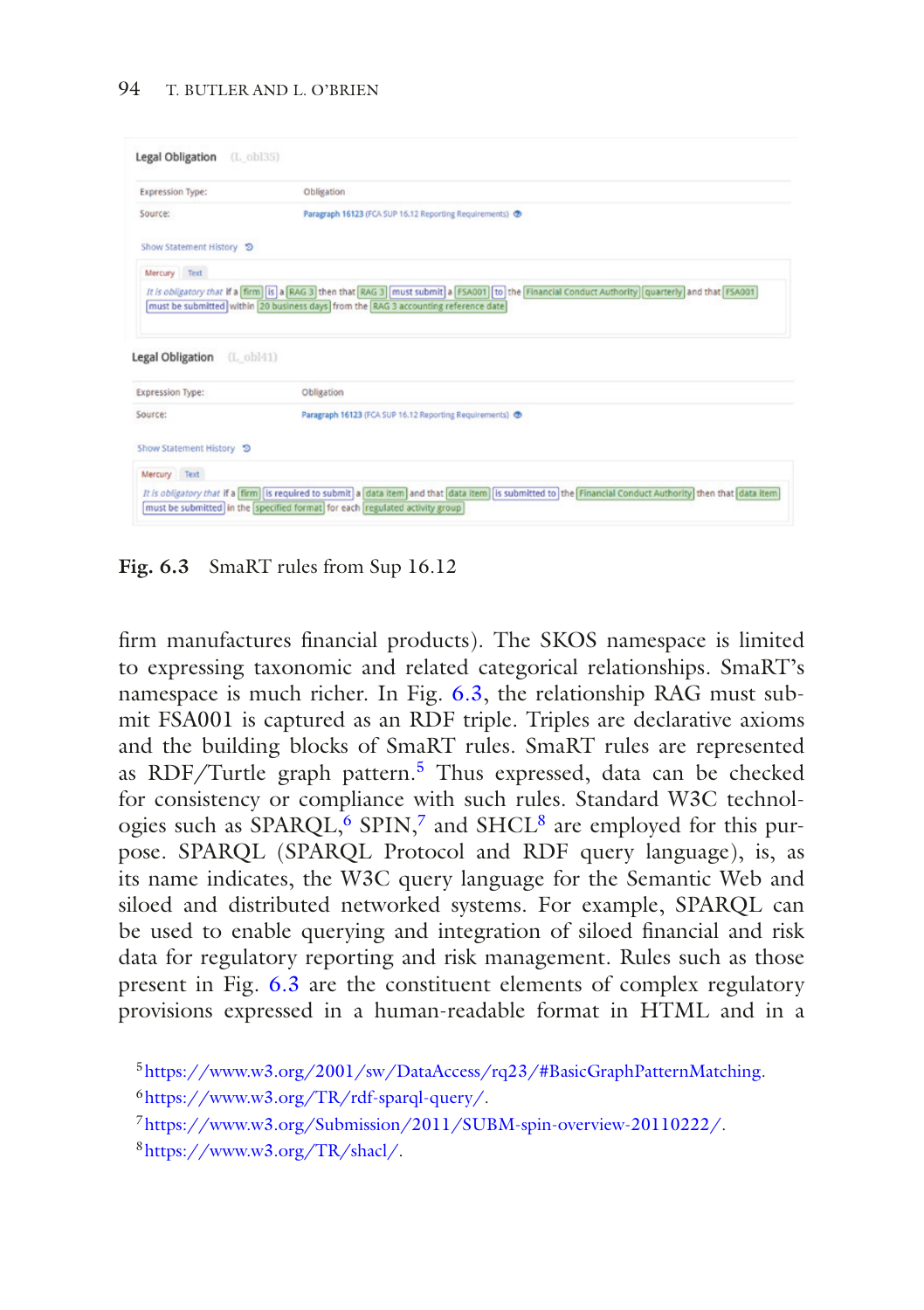Legal Obligation (L_obl35)

| | |
|---|---|
| Expression Type: | Obligation |
| Source: | Paragraph 16123 (FCA SUP 16.12 Reporting Requirements) |

Show Statement History

Mercury Text

*It is obligatory that* if a firm is a RAG 3 then that RAG 3 must submit a FSA001 to the Financial Conduct Authority quarterly and that FSA001 must be submitted within 20 business days from the RAG 3 accounting reference date

Legal Obligation (L_obl41)

| | |
|---|---|
| Expression Type: | Obligation |
| Source: | Paragraph 16123 (FCA SUP 16.12 Reporting Requirements) |

Show Statement History

Mercury Text

*It is obligatory that* if a firm is required to submit a data item and that data item is submitted to the Financial Conduct Authority then that data item must be submitted in the specified format for each regulated activity group

**Fig. 6.3** SmaRT rules from Sup 16.12

firm manufactures financial products). The SKOS namespace is limited to expressing taxonomic and related categorical relationships. SmaRT's namespace is much richer. In Fig. 6.3, the relationship RAG must submit FSA001 is captured as an RDF triple. Triples are declarative axioms and the building blocks of SmaRT rules. SmaRT rules are represented as RDF/Turtle graph pattern.[5] Thus expressed, data can be checked for consistency or compliance with such rules. Standard W3C technologies such as SPARQL,[6] SPIN,[7] and SHCL[8] are employed for this purpose. SPARQL (SPARQL Protocol and RDF query language), is, as its name indicates, the W3C query language for the Semantic Web and siloed and distributed networked systems. For example, SPARQL can be used to enable querying and integration of siloed financial and risk data for regulatory reporting and risk management. Rules such as those present in Fig. 6.3 are the constituent elements of complex regulatory provisions expressed in a human-readable format in HTML and in a

[5] https://www.w3.org/2001/sw/DataAccess/rq23/#BasicGraphPatternMatching.

[6] https://www.w3.org/TR/rdf-sparql-query/.

[7] https://www.w3.org/Submission/2011/SUBM-spin-overview-20110222/.

[8] https://www.w3.org/TR/shacl/.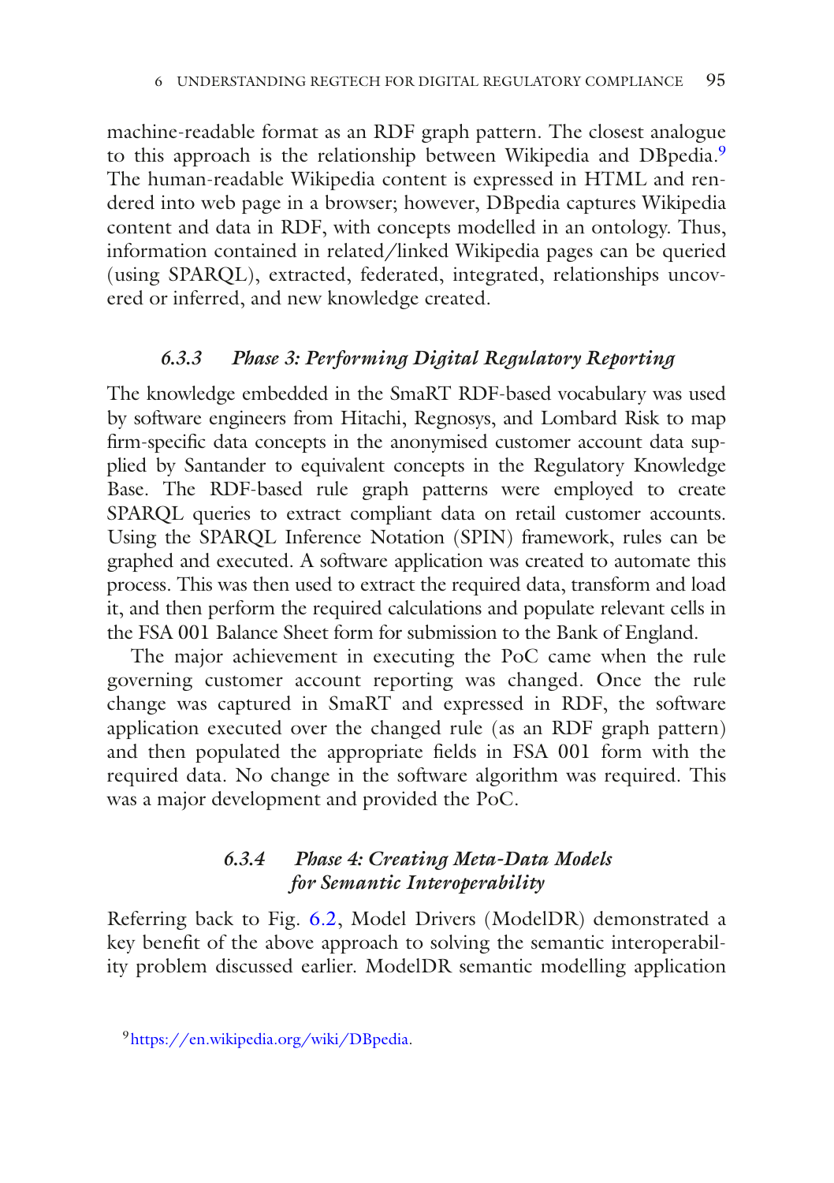machine-readable format as an RDF graph pattern. The closest analogue to this approach is the relationship between Wikipedia and DBpedia.[9] The human-readable Wikipedia content is expressed in HTML and rendered into web page in a browser; however, DBpedia captures Wikipedia content and data in RDF, with concepts modelled in an ontology. Thus, information contained in related/linked Wikipedia pages can be queried (using SPARQL), extracted, federated, integrated, relationships uncovered or inferred, and new knowledge created.

### *6.3.3 Phase 3: Performing Digital Regulatory Reporting*

The knowledge embedded in the SmaRT RDF-based vocabulary was used by software engineers from Hitachi, Regnosys, and Lombard Risk to map firm-specific data concepts in the anonymised customer account data supplied by Santander to equivalent concepts in the Regulatory Knowledge Base. The RDF-based rule graph patterns were employed to create SPARQL queries to extract compliant data on retail customer accounts. Using the SPARQL Inference Notation (SPIN) framework, rules can be graphed and executed. A software application was created to automate this process. This was then used to extract the required data, transform and load it, and then perform the required calculations and populate relevant cells in the FSA 001 Balance Sheet form for submission to the Bank of England.

The major achievement in executing the PoC came when the rule governing customer account reporting was changed. Once the rule change was captured in SmaRT and expressed in RDF, the software application executed over the changed rule (as an RDF graph pattern) and then populated the appropriate fields in FSA 001 form with the required data. No change in the software algorithm was required. This was a major development and provided the PoC.

### *6.3.4 Phase 4: Creating Meta-Data Models for Semantic Interoperability*

Referring back to Fig. 6.2, Model Drivers (ModelDR) demonstrated a key benefit of the above approach to solving the semantic interoperability problem discussed earlier. ModelDR semantic modelling application

[9] https://en.wikipedia.org/wiki/DBpedia.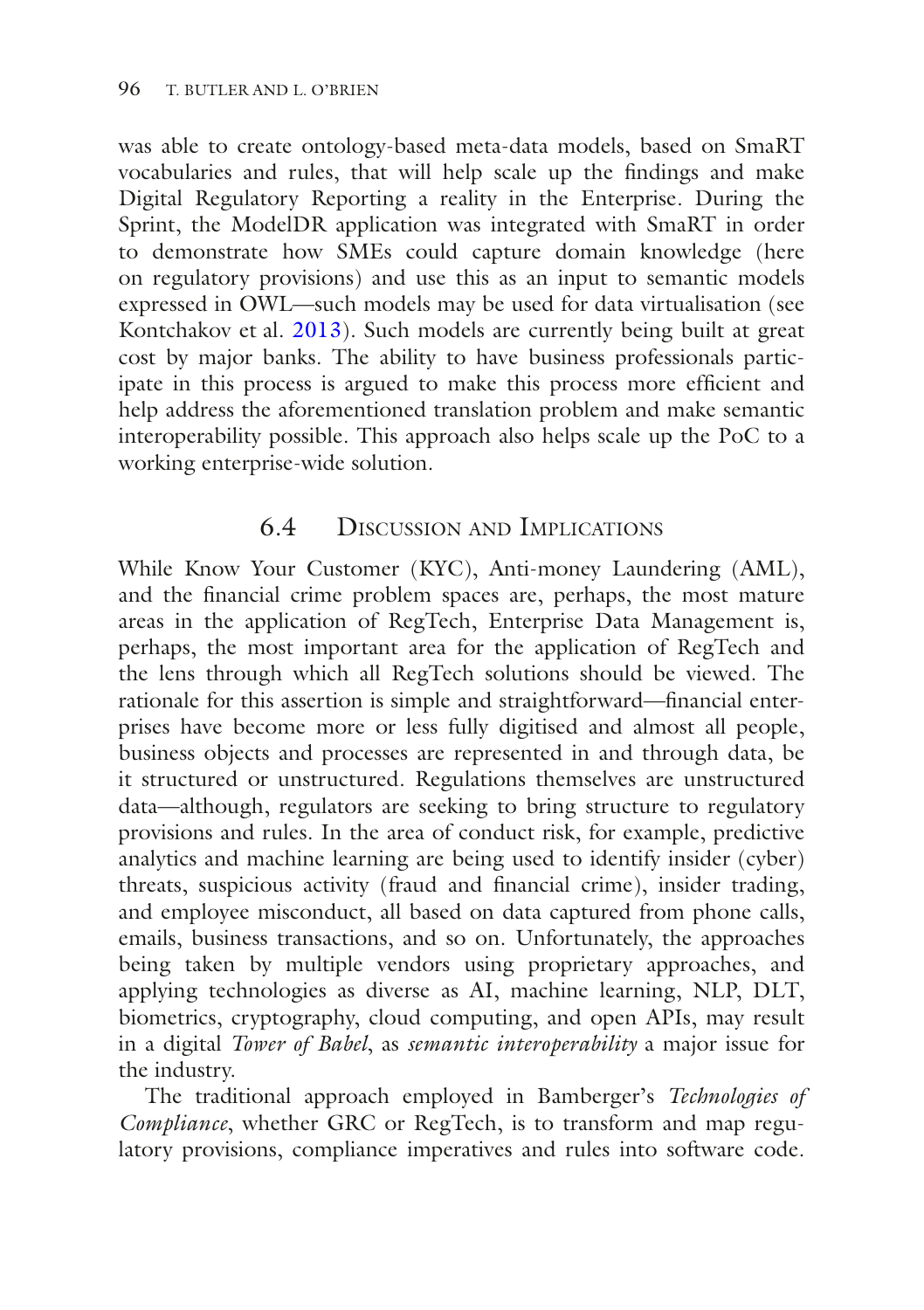was able to create ontology-based meta-data models, based on SmaRT vocabularies and rules, that will help scale up the findings and make Digital Regulatory Reporting a reality in the Enterprise. During the Sprint, the ModelDR application was integrated with SmaRT in order to demonstrate how SMEs could capture domain knowledge (here on regulatory provisions) and use this as an input to semantic models expressed in OWL—such models may be used for data virtualisation (see Kontchakov et al. 2013). Such models are currently being built at great cost by major banks. The ability to have business professionals participate in this process is argued to make this process more efficient and help address the aforementioned translation problem and make semantic interoperability possible. This approach also helps scale up the PoC to a working enterprise-wide solution.

## 6.4 Discussion and Implications

While Know Your Customer (KYC), Anti-money Laundering (AML), and the financial crime problem spaces are, perhaps, the most mature areas in the application of RegTech, Enterprise Data Management is, perhaps, the most important area for the application of RegTech and the lens through which all RegTech solutions should be viewed. The rationale for this assertion is simple and straightforward—financial enterprises have become more or less fully digitised and almost all people, business objects and processes are represented in and through data, be it structured or unstructured. Regulations themselves are unstructured data—although, regulators are seeking to bring structure to regulatory provisions and rules. In the area of conduct risk, for example, predictive analytics and machine learning are being used to identify insider (cyber) threats, suspicious activity (fraud and financial crime), insider trading, and employee misconduct, all based on data captured from phone calls, emails, business transactions, and so on. Unfortunately, the approaches being taken by multiple vendors using proprietary approaches, and applying technologies as diverse as AI, machine learning, NLP, DLT, biometrics, cryptography, cloud computing, and open APIs, may result in a digital *Tower of Babel*, as *semantic interoperability* a major issue for the industry.

The traditional approach employed in Bamberger's *Technologies of Compliance*, whether GRC or RegTech, is to transform and map regulatory provisions, compliance imperatives and rules into software code.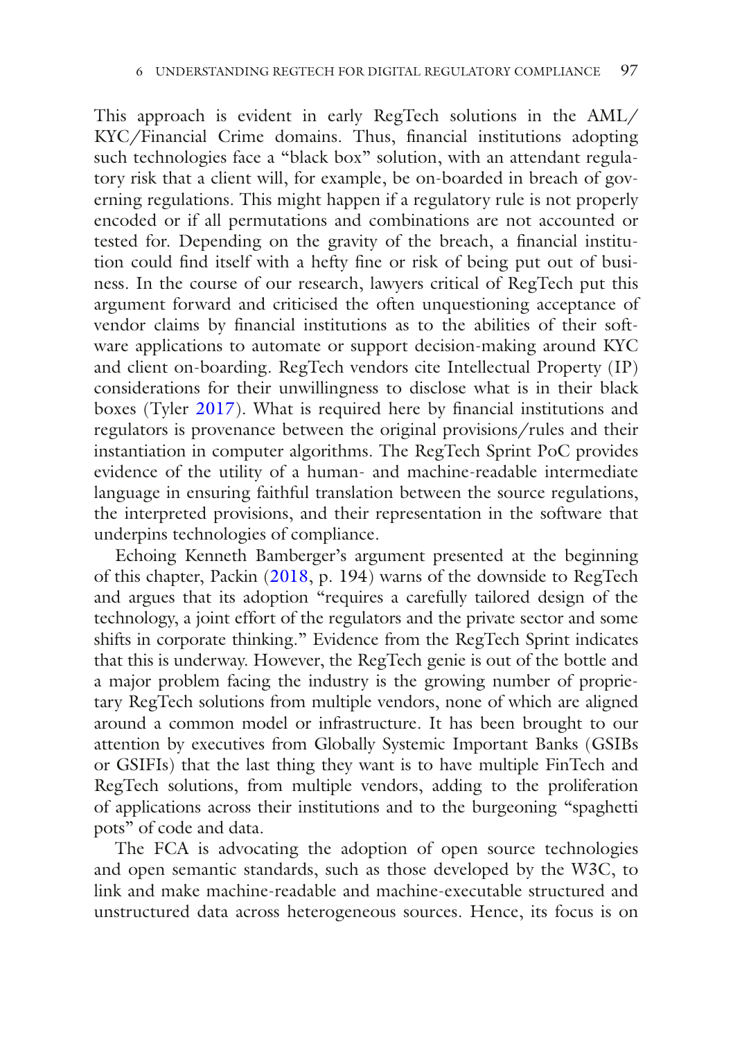This approach is evident in early RegTech solutions in the AML/KYC/Financial Crime domains. Thus, financial institutions adopting such technologies face a "black box" solution, with an attendant regulatory risk that a client will, for example, be on-boarded in breach of governing regulations. This might happen if a regulatory rule is not properly encoded or if all permutations and combinations are not accounted or tested for. Depending on the gravity of the breach, a financial institution could find itself with a hefty fine or risk of being put out of business. In the course of our research, lawyers critical of RegTech put this argument forward and criticised the often unquestioning acceptance of vendor claims by financial institutions as to the abilities of their software applications to automate or support decision-making around KYC and client on-boarding. RegTech vendors cite Intellectual Property (IP) considerations for their unwillingness to disclose what is in their black boxes (Tyler 2017). What is required here by financial institutions and regulators is provenance between the original provisions/rules and their instantiation in computer algorithms. The RegTech Sprint PoC provides evidence of the utility of a human- and machine-readable intermediate language in ensuring faithful translation between the source regulations, the interpreted provisions, and their representation in the software that underpins technologies of compliance.

Echoing Kenneth Bamberger's argument presented at the beginning of this chapter, Packin (2018, p. 194) warns of the downside to RegTech and argues that its adoption "requires a carefully tailored design of the technology, a joint effort of the regulators and the private sector and some shifts in corporate thinking." Evidence from the RegTech Sprint indicates that this is underway. However, the RegTech genie is out of the bottle and a major problem facing the industry is the growing number of proprietary RegTech solutions from multiple vendors, none of which are aligned around a common model or infrastructure. It has been brought to our attention by executives from Globally Systemic Important Banks (GSIBs or GSIFIs) that the last thing they want is to have multiple FinTech and RegTech solutions, from multiple vendors, adding to the proliferation of applications across their institutions and to the burgeoning "spaghetti pots" of code and data.

The FCA is advocating the adoption of open source technologies and open semantic standards, such as those developed by the W3C, to link and make machine-readable and machine-executable structured and unstructured data across heterogeneous sources. Hence, its focus is on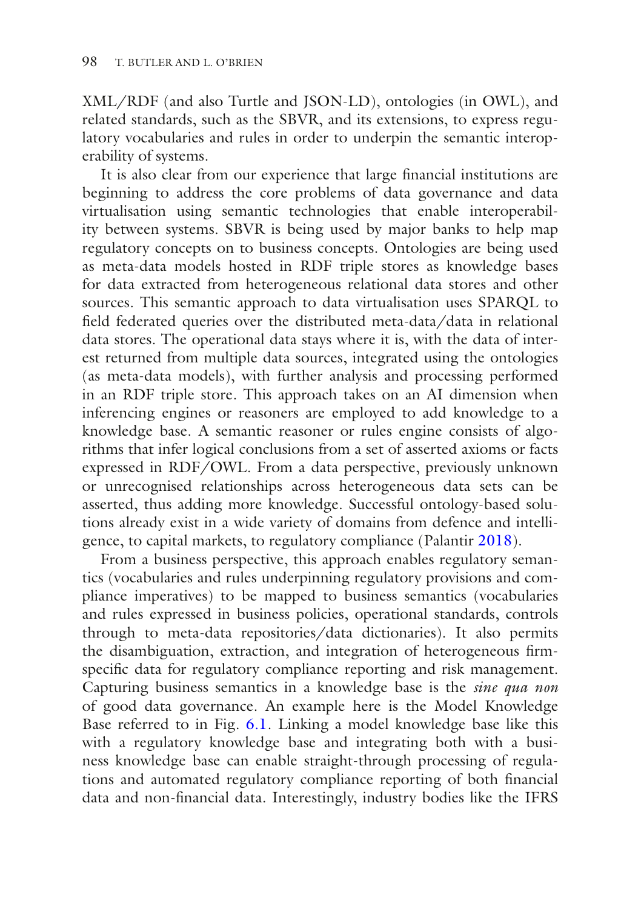XML/RDF (and also Turtle and JSON-LD), ontologies (in OWL), and related standards, such as the SBVR, and its extensions, to express regulatory vocabularies and rules in order to underpin the semantic interoperability of systems.

It is also clear from our experience that large financial institutions are beginning to address the core problems of data governance and data virtualisation using semantic technologies that enable interoperability between systems. SBVR is being used by major banks to help map regulatory concepts on to business concepts. Ontologies are being used as meta-data models hosted in RDF triple stores as knowledge bases for data extracted from heterogeneous relational data stores and other sources. This semantic approach to data virtualisation uses SPARQL to field federated queries over the distributed meta-data/data in relational data stores. The operational data stays where it is, with the data of interest returned from multiple data sources, integrated using the ontologies (as meta-data models), with further analysis and processing performed in an RDF triple store. This approach takes on an AI dimension when inferencing engines or reasoners are employed to add knowledge to a knowledge base. A semantic reasoner or rules engine consists of algorithms that infer logical conclusions from a set of asserted axioms or facts expressed in RDF/OWL. From a data perspective, previously unknown or unrecognised relationships across heterogeneous data sets can be asserted, thus adding more knowledge. Successful ontology-based solutions already exist in a wide variety of domains from defence and intelligence, to capital markets, to regulatory compliance (Palantir 2018).

From a business perspective, this approach enables regulatory semantics (vocabularies and rules underpinning regulatory provisions and compliance imperatives) to be mapped to business semantics (vocabularies and rules expressed in business policies, operational standards, controls through to meta-data repositories/data dictionaries). It also permits the disambiguation, extraction, and integration of heterogeneous firm-specific data for regulatory compliance reporting and risk management. Capturing business semantics in a knowledge base is the *sine qua non* of good data governance. An example here is the Model Knowledge Base referred to in Fig. 6.1. Linking a model knowledge base like this with a regulatory knowledge base and integrating both with a business knowledge base can enable straight-through processing of regulations and automated regulatory compliance reporting of both financial data and non-financial data. Interestingly, industry bodies like the IFRS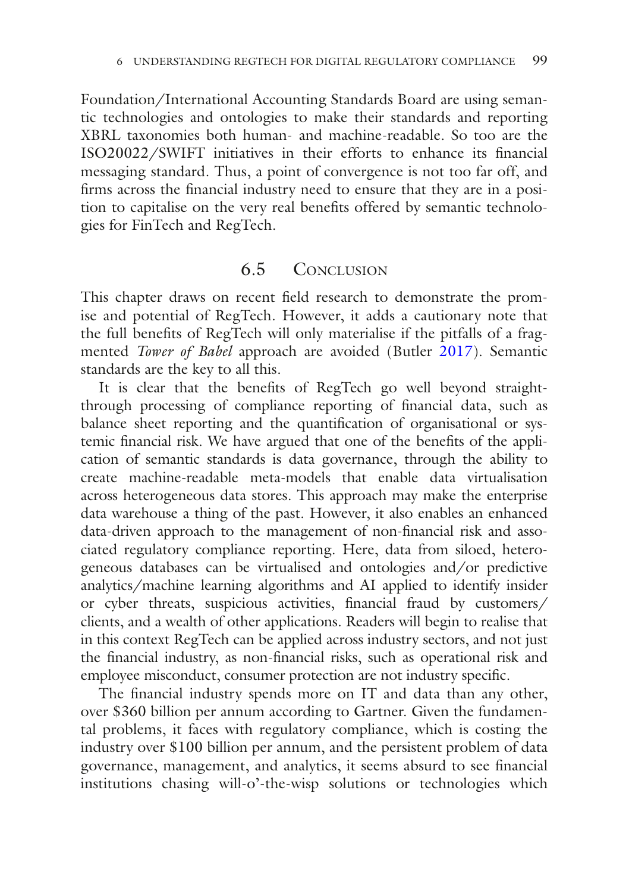Foundation/International Accounting Standards Board are using semantic technologies and ontologies to make their standards and reporting XBRL taxonomies both human- and machine-readable. So too are the ISO20022/SWIFT initiatives in their efforts to enhance its financial messaging standard. Thus, a point of convergence is not too far off, and firms across the financial industry need to ensure that they are in a position to capitalise on the very real benefits offered by semantic technologies for FinTech and RegTech.

## 6.5 Conclusion

This chapter draws on recent field research to demonstrate the promise and potential of RegTech. However, it adds a cautionary note that the full benefits of RegTech will only materialise if the pitfalls of a fragmented *Tower of Babel* approach are avoided (Butler 2017). Semantic standards are the key to all this.

It is clear that the benefits of RegTech go well beyond straight-through processing of compliance reporting of financial data, such as balance sheet reporting and the quantification of organisational or systemic financial risk. We have argued that one of the benefits of the application of semantic standards is data governance, through the ability to create machine-readable meta-models that enable data virtualisation across heterogeneous data stores. This approach may make the enterprise data warehouse a thing of the past. However, it also enables an enhanced data-driven approach to the management of non-financial risk and associated regulatory compliance reporting. Here, data from siloed, heterogeneous databases can be virtualised and ontologies and/or predictive analytics/machine learning algorithms and AI applied to identify insider or cyber threats, suspicious activities, financial fraud by customers/clients, and a wealth of other applications. Readers will begin to realise that in this context RegTech can be applied across industry sectors, and not just the financial industry, as non-financial risks, such as operational risk and employee misconduct, consumer protection are not industry specific.

The financial industry spends more on IT and data than any other, over $360 billion per annum according to Gartner. Given the fundamental problems, it faces with regulatory compliance, which is costing the industry over $100 billion per annum, and the persistent problem of data governance, management, and analytics, it seems absurd to see financial institutions chasing will-o'-the-wisp solutions or technologies which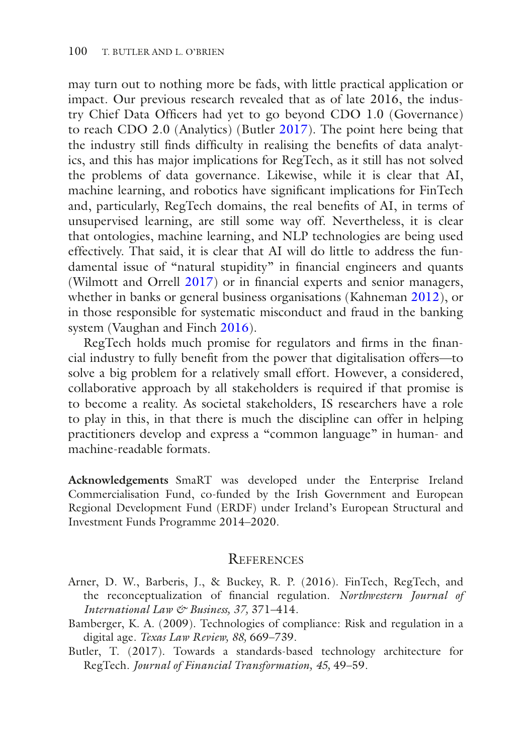may turn out to nothing more be fads, with little practical application or impact. Our previous research revealed that as of late 2016, the industry Chief Data Officers had yet to go beyond CDO 1.0 (Governance) to reach CDO 2.0 (Analytics) (Butler 2017). The point here being that the industry still finds difficulty in realising the benefits of data analytics, and this has major implications for RegTech, as it still has not solved the problems of data governance. Likewise, while it is clear that AI, machine learning, and robotics have significant implications for FinTech and, particularly, RegTech domains, the real benefits of AI, in terms of unsupervised learning, are still some way off. Nevertheless, it is clear that ontologies, machine learning, and NLP technologies are being used effectively. That said, it is clear that AI will do little to address the fundamental issue of "natural stupidity" in financial engineers and quants (Wilmott and Orrell 2017) or in financial experts and senior managers, whether in banks or general business organisations (Kahneman 2012), or in those responsible for systematic misconduct and fraud in the banking system (Vaughan and Finch 2016).

RegTech holds much promise for regulators and firms in the financial industry to fully benefit from the power that digitalisation offers—to solve a big problem for a relatively small effort. However, a considered, collaborative approach by all stakeholders is required if that promise is to become a reality. As societal stakeholders, IS researchers have a role to play in this, in that there is much the discipline can offer in helping practitioners develop and express a "common language" in human- and machine-readable formats.

**Acknowledgements** SmaRT was developed under the Enterprise Ireland Commercialisation Fund, co-funded by the Irish Government and European Regional Development Fund (ERDF) under Ireland's European Structural and Investment Funds Programme 2014–2020.

## References

Arner, D. W., Barberis, J., & Buckey, R. P. (2016). FinTech, RegTech, and the reconceptualization of financial regulation. *Northwestern Journal of International Law & Business, 37*, 371–414.

Bamberger, K. A. (2009). Technologies of compliance: Risk and regulation in a digital age. *Texas Law Review, 88*, 669–739.

Butler, T. (2017). Towards a standards-based technology architecture for RegTech. *Journal of Financial Transformation, 45*, 49–59.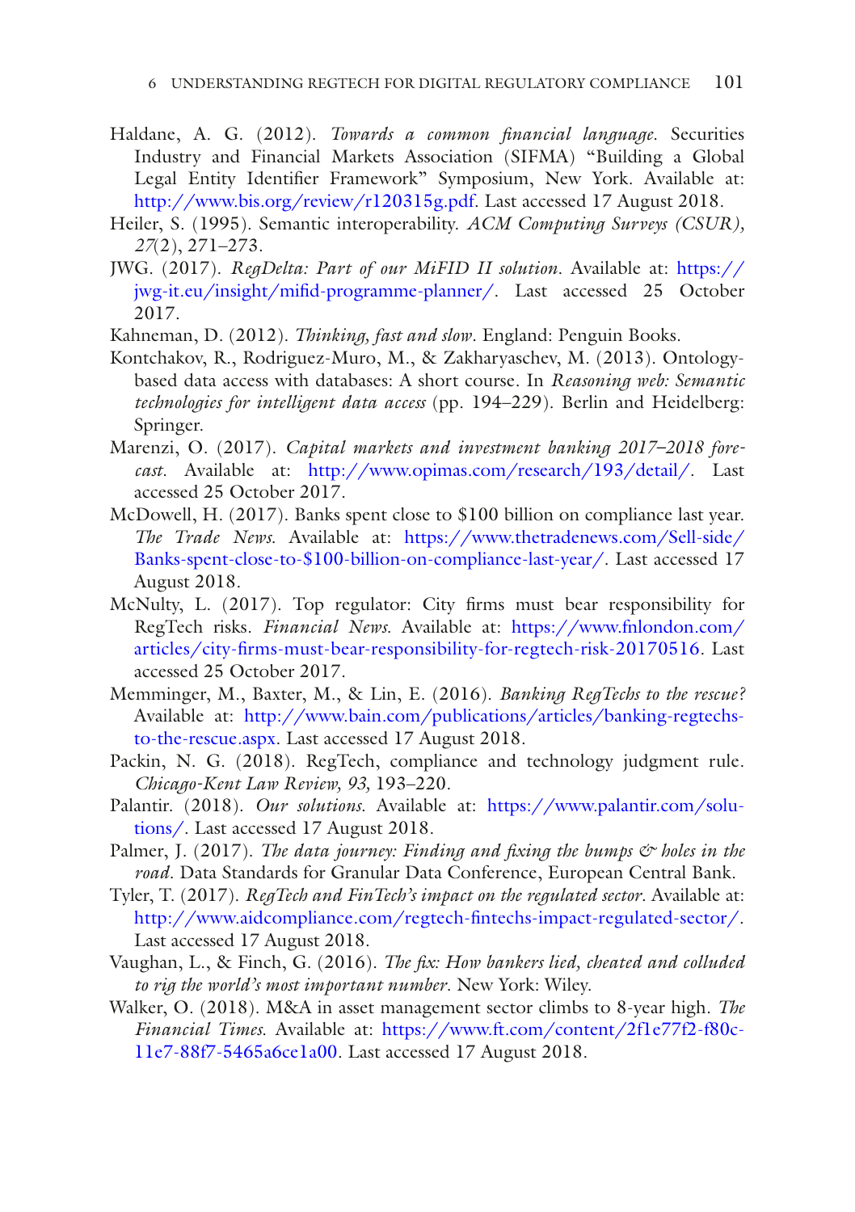Haldane, A. G. (2012). *Towards a common financial language*. Securities Industry and Financial Markets Association (SIFMA) "Building a Global Legal Entity Identifier Framework" Symposium, New York. Available at: http://www.bis.org/review/r120315g.pdf. Last accessed 17 August 2018.

Heiler, S. (1995). Semantic interoperability. *ACM Computing Surveys (CSUR), 27*(2), 271–273.

JWG. (2017). *RegDelta: Part of our MiFID II solution*. Available at: https://jwg-it.eu/insight/mifid-programme-planner/. Last accessed 25 October 2017.

Kahneman, D. (2012). *Thinking, fast and slow*. England: Penguin Books.

Kontchakov, R., Rodriguez-Muro, M., & Zakharyaschev, M. (2013). Ontology-based data access with databases: A short course. In *Reasoning web: Semantic technologies for intelligent data access* (pp. 194–229). Berlin and Heidelberg: Springer.

Marenzi, O. (2017). *Capital markets and investment banking 2017–2018 forecast*. Available at: http://www.opimas.com/research/193/detail/. Last accessed 25 October 2017.

McDowell, H. (2017). Banks spent close to $100 billion on compliance last year. *The Trade News*. Available at: https://www.thetradenews.com/Sell-side/Banks-spent-close-to-$100-billion-on-compliance-last-year/. Last accessed 17 August 2018.

McNulty, L. (2017). Top regulator: City firms must bear responsibility for RegTech risks. *Financial News*. Available at: https://www.fnlondon.com/articles/city-firms-must-bear-responsibility-for-regtech-risk-20170516. Last accessed 25 October 2017.

Memminger, M., Baxter, M., & Lin, E. (2016). *Banking RegTechs to the rescue?* Available at: http://www.bain.com/publications/articles/banking-regtechs-to-the-rescue.aspx. Last accessed 17 August 2018.

Packin, N. G. (2018). RegTech, compliance and technology judgment rule. *Chicago-Kent Law Review, 93*, 193–220.

Palantir. (2018). *Our solutions*. Available at: https://www.palantir.com/solutions/. Last accessed 17 August 2018.

Palmer, J. (2017). *The data journey: Finding and fixing the bumps & holes in the road*. Data Standards for Granular Data Conference, European Central Bank.

Tyler, T. (2017). *RegTech and FinTech's impact on the regulated sector*. Available at: http://www.aidcompliance.com/regtech-fintechs-impact-regulated-sector/. Last accessed 17 August 2018.

Vaughan, L., & Finch, G. (2016). *The fix: How bankers lied, cheated and colluded to rig the world's most important number*. New York: Wiley.

Walker, O. (2018). M&A in asset management sector climbs to 8-year high. *The Financial Times*. Available at: https://www.ft.com/content/2f1e77f2-f80c-11e7-88f7-5465a6ce1a00. Last accessed 17 August 2018.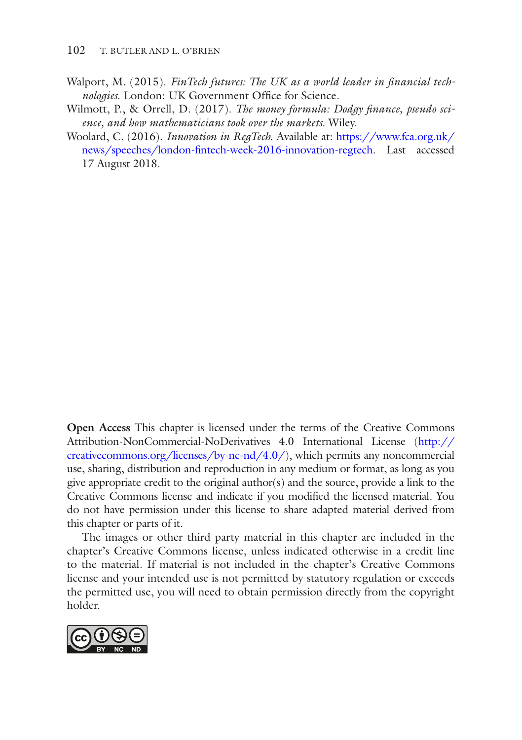Walport, M. (2015). *FinTech futures: The UK as a world leader in financial technologies.* London: UK Government Office for Science.

Wilmott, P., & Orrell, D. (2017). *The money formula: Dodgy finance, pseudo science, and how mathematicians took over the markets.* Wiley.

Woolard, C. (2016). *Innovation in RegTech.* Available at: https://www.fca.org.uk/news/speeches/london-fintech-week-2016-innovation-regtech. Last accessed 17 August 2018.

**Open Access** This chapter is licensed under the terms of the Creative Commons Attribution-NonCommercial-NoDerivatives 4.0 International License (http://creativecommons.org/licenses/by-nc-nd/4.0/), which permits any noncommercial use, sharing, distribution and reproduction in any medium or format, as long as you give appropriate credit to the original author(s) and the source, provide a link to the Creative Commons license and indicate if you modified the licensed material. You do not have permission under this license to share adapted material derived from this chapter or parts of it.

The images or other third party material in this chapter are included in the chapter's Creative Commons license, unless indicated otherwise in a credit line to the material. If material is not included in the chapter's Creative Commons license and your intended use is not permitted by statutory regulation or exceeds the permitted use, you will need to obtain permission directly from the copyright holder.